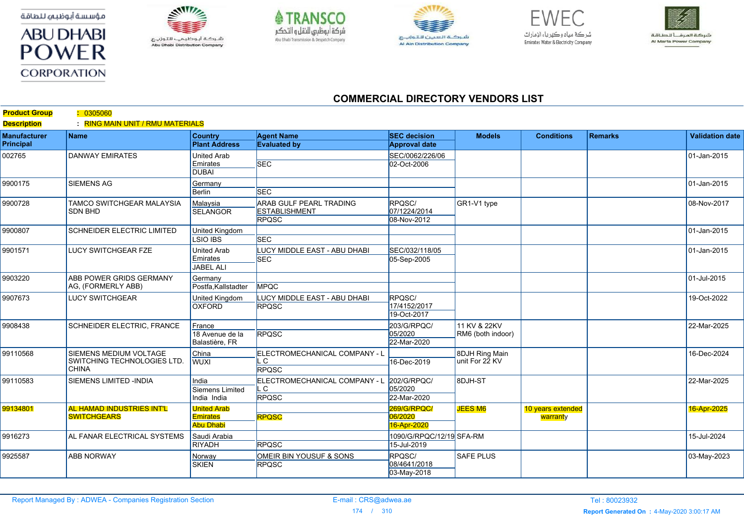مؤسسة أبوظبي للطاقة
ABU DHABI POWER CORPORATION

شركة أبوظبي للتوزيع
Abu Dhabi Distribution Company

TRANSCO
شركة أبوظبي للنقل والتحكم
Abu Dhabi Transmission & Despatch Company

شركة العين للتوزيع
Al Ain Distribution Company

EWEC
شركة مياه وكهرباء الإمارات
Emirates Water & Electricity Company

شركة المرفأ للطاقة
Al Marfa Power Company

# COMMERCIAL DIRECTORY VENDORS LIST

**Product Group** : 0305060

**Description** : RING MAIN UNIT / RMU MATERIALS

| Manufacturer Principal | Name | Country / Plant Address | Agent Name / Evaluated by | SEC decision / Approval date | Models | Conditions | Remarks | Validation date |
|---|---|---|---|---|---|---|---|---|
| 002765 | DANWAY EMIRATES | United Arab Emirates / DUBAI | SEC | SEC/0062/226/06 / 02-Oct-2006 | | | | 01-Jan-2015 |
| 9900175 | SIEMENS AG | Germany / Berlin | SEC | | | | | 01-Jan-2015 |
| 9900728 | TAMCO SWITCHGEAR MALAYSIA SDN BHD | Malaysia / SELANGOR | ARAB GULF PEARL TRADING ESTABLISHMENT / RPQSC | RPQSC/ 07/1224/2014 / 08-Nov-2012 | GR1-V1 type | | | 08-Nov-2017 |
| 9900807 | SCHNEIDER ELECTRIC LIMITED | United Kingdom / LSIO IBS | SEC | | | | | 01-Jan-2015 |
| 9901571 | LUCY SWITCHGEAR FZE | United Arab Emirates / JABEL ALI | LUCY MIDDLE EAST - ABU DHABI / SEC | SEC/032/118/05 / 05-Sep-2005 | | | | 01-Jan-2015 |
| 9903220 | ABB POWER GRIDS GERMANY AG, (FORMERLY ABB) | Germany / Postfa,Kallstadter | MPQC | | | | | 01-Jul-2015 |
| 9907673 | LUCY SWITCHGEAR | United Kingdom / OXFORD | LUCY MIDDLE EAST - ABU DHABI / RPQSC | RPQSC/ 17/4152/2017 / 19-Oct-2017 | | | | 19-Oct-2022 |
| 9908438 | SCHNEIDER ELECTRIC, FRANCE | France / 18 Avenue de la Balastière, FR | RPQSC | 203/G/RPQC/ 05/2020 / 22-Mar-2020 | 11 KV & 22KV RM6 (both indoor) | | | 22-Mar-2025 |
| 99110568 | SIEMENS MEDIUM VOLTAGE SWITCHING TECHNOLOGIES LTD. CHINA | China / WUXI | ELECTROMECHANICAL COMPANY - L L C / RPQSC | 16-Dec-2019 | 8DJH Ring Main unit For 22 KV | | | 16-Dec-2024 |
| 99110583 | SIEMENS LIMITED -INDIA | India / Siemens Limited India India | ELECTROMECHANICAL COMPANY - L L C / RPQSC | 202/G/RPQC/ 05/2020 / 22-Mar-2020 | 8DJH-ST | | | 22-Mar-2025 |
| 99134801 | AL HAMAD INDUSTRIES INT'L SWITCHGEARS | United Arab Emirates / Abu Dhabi | RPQSC | 269/G/RPQC/ 06/2020 / 16-Apr-2020 | JEES M6 | 10 years extended warranty | | 16-Apr-2025 |
| 9916273 | AL FANAR ELECTRICAL SYSTEMS | Saudi Arabia / RIYADH | RPQSC | 1090/G/RPQC/12/19 / 15-Jul-2019 | SFA-RM | | | 15-Jul-2024 |
| 9925587 | ABB NORWAY | Norway / SKIEN | OMEIR BIN YOUSUF & SONS / RPQSC | RPQSC/ 08/4641/2018 / 03-May-2018 | SAFE PLUS | | | 03-May-2023 |

Report Managed By : ADWEA - Companies Registration Section E-mail : CRS@adwea.ae Tel : 80023932

Report Generated On : 4-May-2020 3:00:17 AM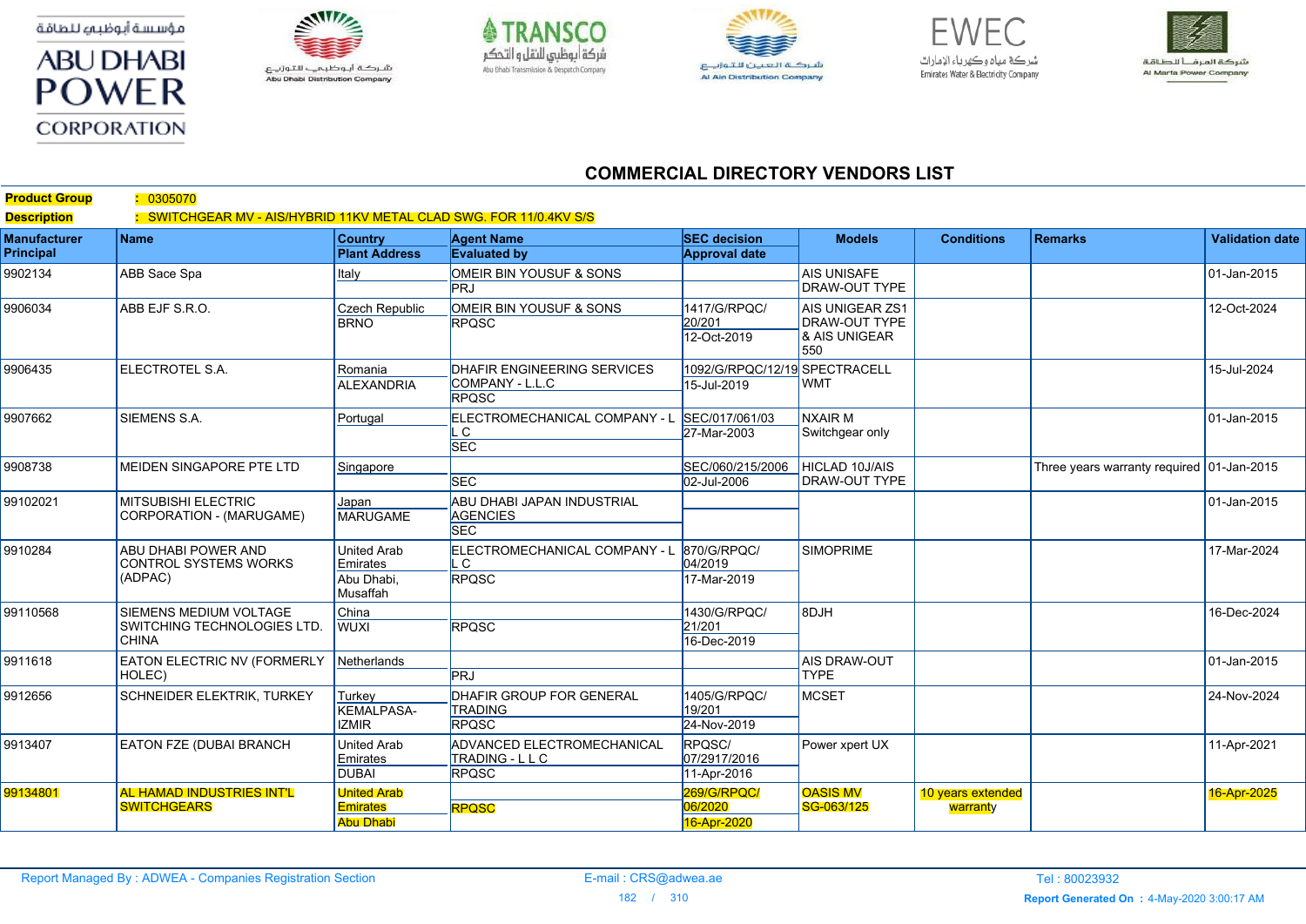# COMMERCIAL DIRECTORY VENDORS LIST

**Product Group** : 0305070

**Description** : SWITCHGEAR MV - AIS/HYBRID 11KV METAL CLAD SWG. FOR 11/0.4KV S/S

| Manufacturer Principal | Name | Country / Plant Address | Agent Name / Evaluated by | SEC decision / Approval date | Models | Conditions | Remarks | Validation date |
|---|---|---|---|---|---|---|---|---|
| 9902134 | ABB Sace Spa | Italy | OMEIR BIN YOUSUF & SONS / PRJ | | AIS UNISAFE DRAW-OUT TYPE | | | 01-Jan-2015 |
| 9906034 | ABB EJF S.R.O. | Czech Republic / BRNO | OMEIR BIN YOUSUF & SONS / RPQSC | 1417/G/RPQC/20/201 / 12-Oct-2019 | AIS UNIGEAR ZS1 DRAW-OUT TYPE & AIS UNIGEAR 550 | | | 12-Oct-2024 |
| 9906435 | ELECTROTEL S.A. | Romania / ALEXANDRIA | DHAFIR ENGINEERING SERVICES COMPANY - L.L.C / RPQSC | 1092/G/RPQC/12/19 / 15-Jul-2019 | SPECTRACELL WMT | | | 15-Jul-2024 |
| 9907662 | SIEMENS S.A. | Portugal | ELECTROMECHANICAL COMPANY - L L C / SEC | SEC/017/061/03 / 27-Mar-2003 | NXAIR M Switchgear only | | | 01-Jan-2015 |
| 9908738 | MEIDEN SINGAPORE PTE LTD | Singapore | SEC | SEC/060/215/2006 / 02-Jul-2006 | HICLAD 10J/AIS DRAW-OUT TYPE | | Three years warranty required | 01-Jan-2015 |
| 99102021 | MITSUBISHI ELECTRIC CORPORATION - (MARUGAME) | Japan / MARUGAME | ABU DHABI JAPAN INDUSTRIAL AGENCIES / SEC | | | | | 01-Jan-2015 |
| 9910284 | ABU DHABI POWER AND CONTROL SYSTEMS WORKS (ADPAC) | United Arab Emirates / Abu Dhabi, Musaffah | ELECTROMECHANICAL COMPANY - L L C / RPQSC | 870/G/RPQC/04/2019 / 17-Mar-2019 | SIMOPRIME | | | 17-Mar-2024 |
| 99110568 | SIEMENS MEDIUM VOLTAGE SWITCHING TECHNOLOGIES LTD. CHINA | China / WUXI | RPQSC | 1430/G/RPQC/21/201 / 16-Dec-2019 | 8DJH | | | 16-Dec-2024 |
| 9911618 | EATON ELECTRIC NV (FORMERLY HOLEC) | Netherlands | PRJ | | AIS DRAW-OUT TYPE | | | 01-Jan-2015 |
| 9912656 | SCHNEIDER ELEKTRIK, TURKEY | Turkey / KEMALPASA-IZMIR | DHAFIR GROUP FOR GENERAL TRADING / RPQSC | 1405/G/RPQC/19/201 / 24-Nov-2019 | MCSET | | | 24-Nov-2024 |
| 9913407 | EATON FZE (DUBAI BRANCH | United Arab Emirates / DUBAI | ADVANCED ELECTROMECHANICAL TRADING - L L C / RPQSC | RPQSC/07/2917/2016 / 11-Apr-2016 | Power xpert UX | | | 11-Apr-2021 |
| 99134801 | AL HAMAD INDUSTRIES INT'L SWITCHGEARS | United Arab Emirates / Abu Dhabi | RPQSC | 269/G/RPQC/06/2020 / 16-Apr-2020 | OASIS MV SG-063/125 | 10 years extended warranty | | 16-Apr-2025 |

Report Managed By : ADWEA - Companies Registration Section  E-mail : CRS@adwea.ae  Tel : 80023932

Report Generated On : 4-May-2020 3:00:17 AM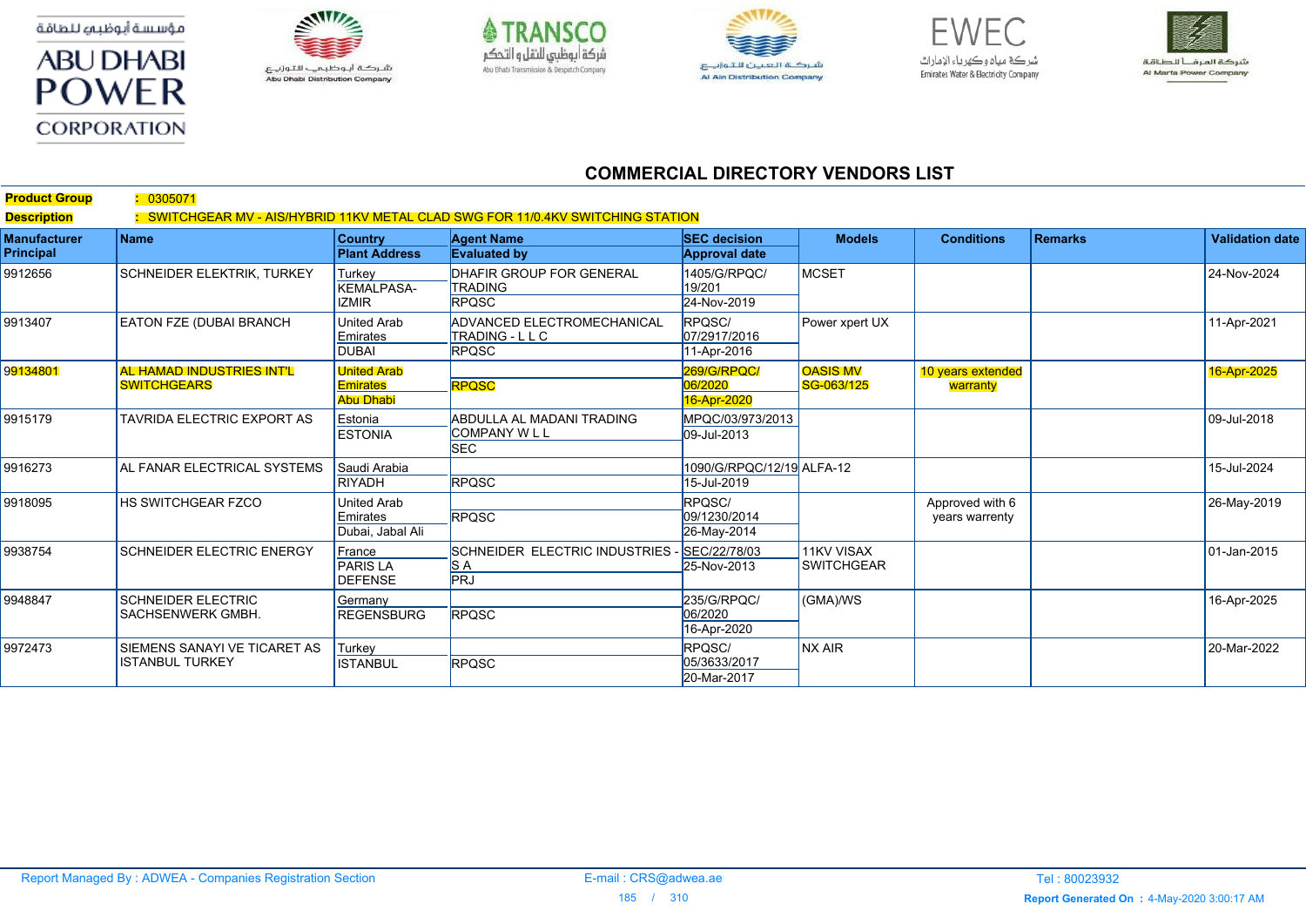مؤسسة أبوظبي للطاقة

ABU DHABI POWER CORPORATION

شركة أبوظبي للتوزيع
Abu Dhabi Distribution Company

TRANSCO
شركة أبوظبي للنقل والتحكم
Abu Dhabi Transmission & Despatch Company

شركة العين للتوزيع
Al Ain Distribution Company

EWEC
شركة مياه وكهرباء الإمارات
Emirates Water & Electricity Company

شركة المرفأ للطاقة
Al Marfa Power Company

## COMMERCIAL DIRECTORY VENDORS LIST

**Product Group** : 0305071

**Description** : SWITCHGEAR MV - AIS/HYBRID 11KV METAL CLAD SWG FOR 11/0.4KV SWITCHING STATION

| Manufacturer Principal | Name | Country / Plant Address | Agent Name / Evaluated by | SEC decision / Approval date | Models | Conditions | Remarks | Validation date |
|---|---|---|---|---|---|---|---|---|
| 9912656 | SCHNEIDER ELEKTRIK, TURKEY | Turkey / KEMALPASA-IZMIR | DHAFIR GROUP FOR GENERAL TRADING / RPQSC | 1405/G/RPQC/19/201 / 24-Nov-2019 | MCSET | | | 24-Nov-2024 |
| 9913407 | EATON FZE (DUBAI BRANCH | United Arab Emirates / DUBAI | ADVANCED ELECTROMECHANICAL TRADING - L L C / RPQSC | RPQSC/07/2917/2016 / 11-Apr-2016 | Power xpert UX | | | 11-Apr-2021 |
| 99134801 | AL HAMAD INDUSTRIES INT'L SWITCHGEARS | United Arab Emirates / Abu Dhabi | RPQSC | 269/G/RPQC/06/2020 / 16-Apr-2020 | OASIS MV SG-063/125 | 10 years extended warranty | | 16-Apr-2025 |
| 9915179 | TAVRIDA ELECTRIC EXPORT AS | Estonia / ESTONIA | ABDULLA AL MADANI TRADING COMPANY W L L / SEC | MPQC/03/973/2013 / 09-Jul-2013 | | | | 09-Jul-2018 |
| 9916273 | AL FANAR ELECTRICAL SYSTEMS | Saudi Arabia / RIYADH | RPQSC | 1090/G/RPQC/12/19 / 15-Jul-2019 | ALFA-12 | | | 15-Jul-2024 |
| 9918095 | HS SWITCHGEAR FZCO | United Arab Emirates / Dubai, Jabal Ali | RPQSC | RPQSC/09/1230/2014 / 26-May-2014 | | Approved with 6 years warrenty | | 26-May-2019 |
| 9938754 | SCHNEIDER ELECTRIC ENERGY | France / PARIS LA DEFENSE | SCHNEIDER ELECTRIC INDUSTRIES - S A / PRJ | SEC/22/78/03 / 25-Nov-2013 | 11KV VISAX SWITCHGEAR | | | 01-Jan-2015 |
| 9948847 | SCHNEIDER ELECTRIC SACHSENWERK GMBH. | Germany / REGENSBURG | RPQSC | 235/G/RPQC/06/2020 / 16-Apr-2020 | (GMA)/WS | | | 16-Apr-2025 |
| 9972473 | SIEMENS SANAYI VE TICARET AS ISTANBUL TURKEY | Turkey / ISTANBUL | RPQSC | RPQSC/05/3633/2017 / 20-Mar-2017 | NX AIR | | | 20-Mar-2022 |

Report Managed By : ADWEA - Companies Registration Section    E-mail : CRS@adwea.ae    Tel : 80023932

Report Generated On : 4-May-2020 3:00:17 AM